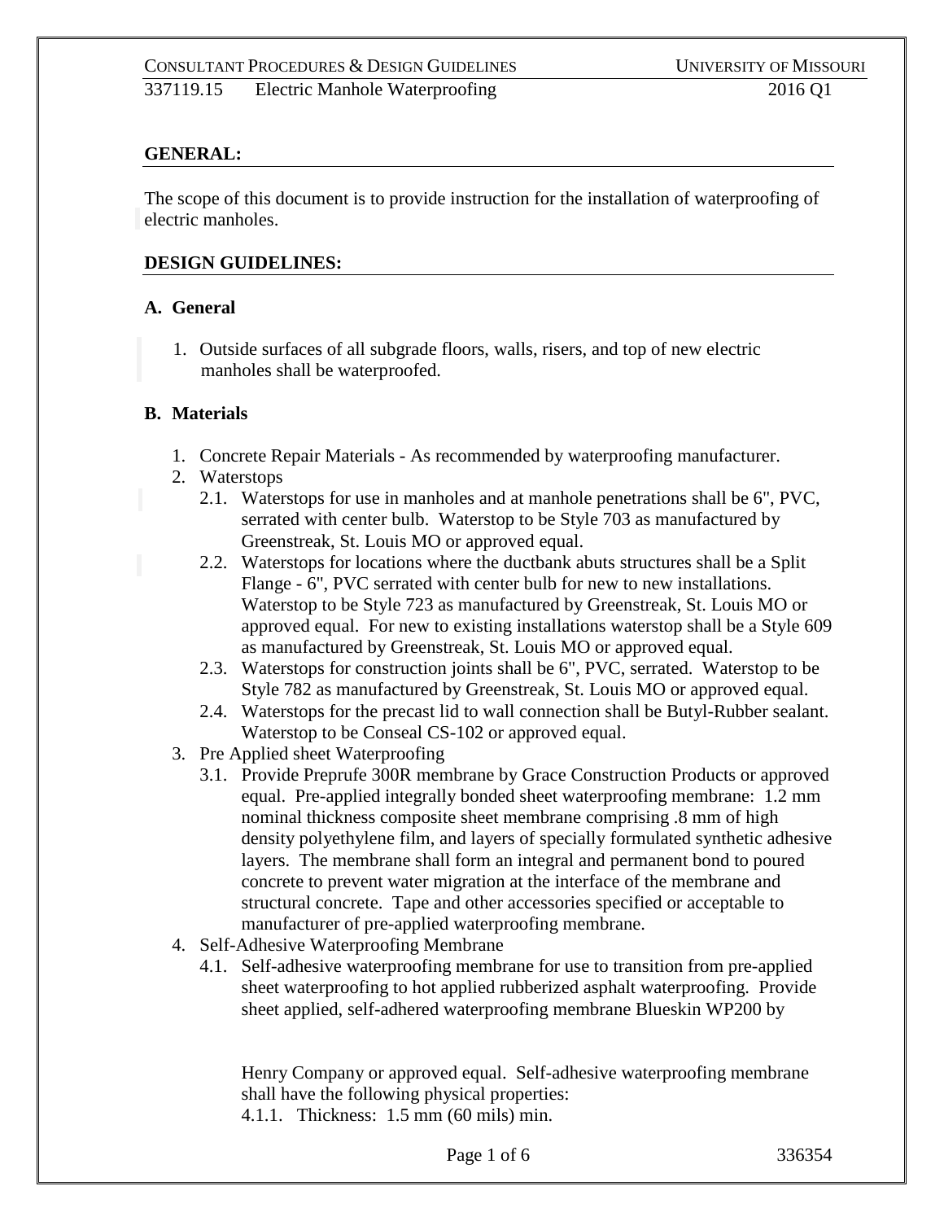## GENERAL:

The scope of this document is to provide instruction for the installation of waterproofing of electric manholes.

## DESIGN GUIDELINES:

### A. General

1. Outside surfaces of all subgrade floors, walls, risers, and top of new electric manholes shall be waterproofed.

### B. Materials

1. Concrete Repair Materials - As recommended by waterproofing manufacturer.
2. Waterstops
   - 2.1. Waterstops for use in manholes and at manhole penetrations shall be 6", PVC, serrated with center bulb. Waterstop to be Style 703 as manufactured by Greenstreak, St. Louis MO or approved equal.
   - 2.2. Waterstops for locations where the ductbank abuts structures shall be a Split Flange - 6", PVC serrated with center bulb for new to new installations. Waterstop to be Style 723 as manufactured by Greenstreak, St. Louis MO or approved equal. For new to existing installations waterstop shall be a Style 609 as manufactured by Greenstreak, St. Louis MO or approved equal.
   - 2.3. Waterstops for construction joints shall be 6", PVC, serrated. Waterstop to be Style 782 as manufactured by Greenstreak, St. Louis MO or approved equal.
   - 2.4. Waterstops for the precast lid to wall connection shall be Butyl-Rubber sealant. Waterstop to be Conseal CS-102 or approved equal.
3. Pre Applied sheet Waterproofing
   - 3.1. Provide Preprufe 300R membrane by Grace Construction Products or approved equal. Pre-applied integrally bonded sheet waterproofing membrane: 1.2 mm nominal thickness composite sheet membrane comprising .8 mm of high density polyethylene film, and layers of specially formulated synthetic adhesive layers. The membrane shall form an integral and permanent bond to poured concrete to prevent water migration at the interface of the membrane and structural concrete. Tape and other accessories specified or acceptable to manufacturer of pre-applied waterproofing membrane.
4. Self-Adhesive Waterproofing Membrane
   - 4.1. Self-adhesive waterproofing membrane for use to transition from pre-applied sheet waterproofing to hot applied rubberized asphalt waterproofing. Provide sheet applied, self-adhered waterproofing membrane Blueskin WP200 by Henry Company or approved equal. Self-adhesive waterproofing membrane shall have the following physical properties:
     - 4.1.1. Thickness: 1.5 mm (60 mils) min.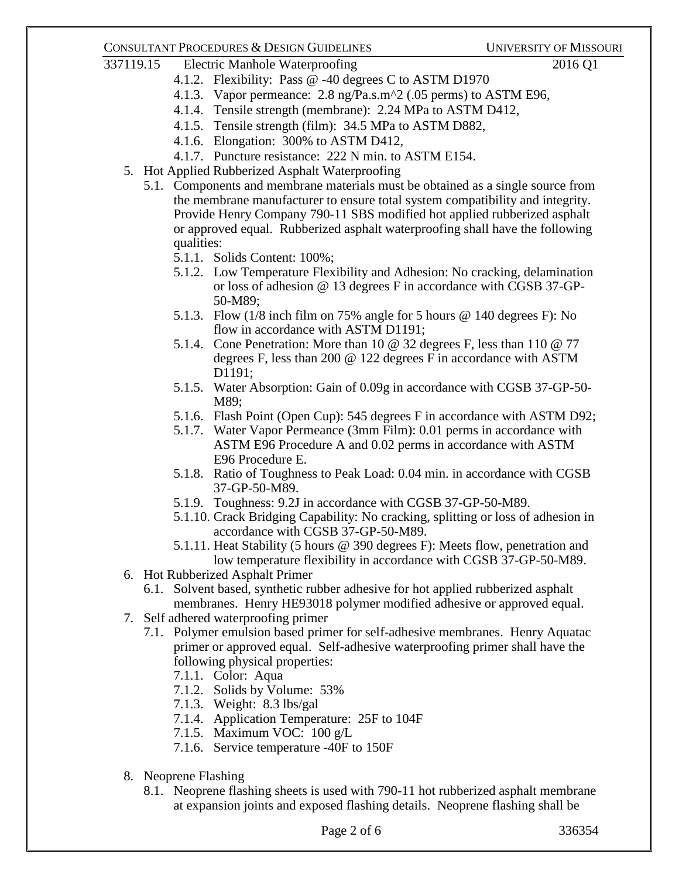4.1.2. Flexibility: Pass @ -40 degrees C to ASTM D1970
4.1.3. Vapor permeance: 2.8 ng/Pa.s.m^2 (.05 perms) to ASTM E96,
4.1.4. Tensile strength (membrane): 2.24 MPa to ASTM D412,
4.1.5. Tensile strength (film): 34.5 MPa to ASTM D882,
4.1.6. Elongation: 300% to ASTM D412,
4.1.7. Puncture resistance: 222 N min. to ASTM E154.

5. Hot Applied Rubberized Asphalt Waterproofing
   5.1. Components and membrane materials must be obtained as a single source from the membrane manufacturer to ensure total system compatibility and integrity. Provide Henry Company 790-11 SBS modified hot applied rubberized asphalt or approved equal. Rubberized asphalt waterproofing shall have the following qualities:
      5.1.1. Solids Content: 100%;
      5.1.2. Low Temperature Flexibility and Adhesion: No cracking, delamination or loss of adhesion @ 13 degrees F in accordance with CGSB 37-GP-50-M89;
      5.1.3. Flow (1/8 inch film on 75% angle for 5 hours @ 140 degrees F): No flow in accordance with ASTM D1191;
      5.1.4. Cone Penetration: More than 10 @ 32 degrees F, less than 110 @ 77 degrees F, less than 200 @ 122 degrees F in accordance with ASTM D1191;
      5.1.5. Water Absorption: Gain of 0.09g in accordance with CGSB 37-GP-50-M89;
      5.1.6. Flash Point (Open Cup): 545 degrees F in accordance with ASTM D92;
      5.1.7. Water Vapor Permeance (3mm Film): 0.01 perms in accordance with ASTM E96 Procedure A and 0.02 perms in accordance with ASTM E96 Procedure E.
      5.1.8. Ratio of Toughness to Peak Load: 0.04 min. in accordance with CGSB 37-GP-50-M89.
      5.1.9. Toughness: 9.2J in accordance with CGSB 37-GP-50-M89.
      5.1.10. Crack Bridging Capability: No cracking, splitting or loss of adhesion in accordance with CGSB 37-GP-50-M89.
      5.1.11. Heat Stability (5 hours @ 390 degrees F): Meets flow, penetration and low temperature flexibility in accordance with CGSB 37-GP-50-M89.

6. Hot Rubberized Asphalt Primer
   6.1. Solvent based, synthetic rubber adhesive for hot applied rubberized asphalt membranes. Henry HE93018 polymer modified adhesive or approved equal.

7. Self adhered waterproofing primer
   7.1. Polymer emulsion based primer for self-adhesive membranes. Henry Aquatac primer or approved equal. Self-adhesive waterproofing primer shall have the following physical properties:
      7.1.1. Color: Aqua
      7.1.2. Solids by Volume: 53%
      7.1.3. Weight: 8.3 lbs/gal
      7.1.4. Application Temperature: 25F to 104F
      7.1.5. Maximum VOC: 100 g/L
      7.1.6. Service temperature -40F to 150F

8. Neoprene Flashing
   8.1. Neoprene flashing sheets is used with 790-11 hot rubberized asphalt membrane at expansion joints and exposed flashing details. Neoprene flashing shall be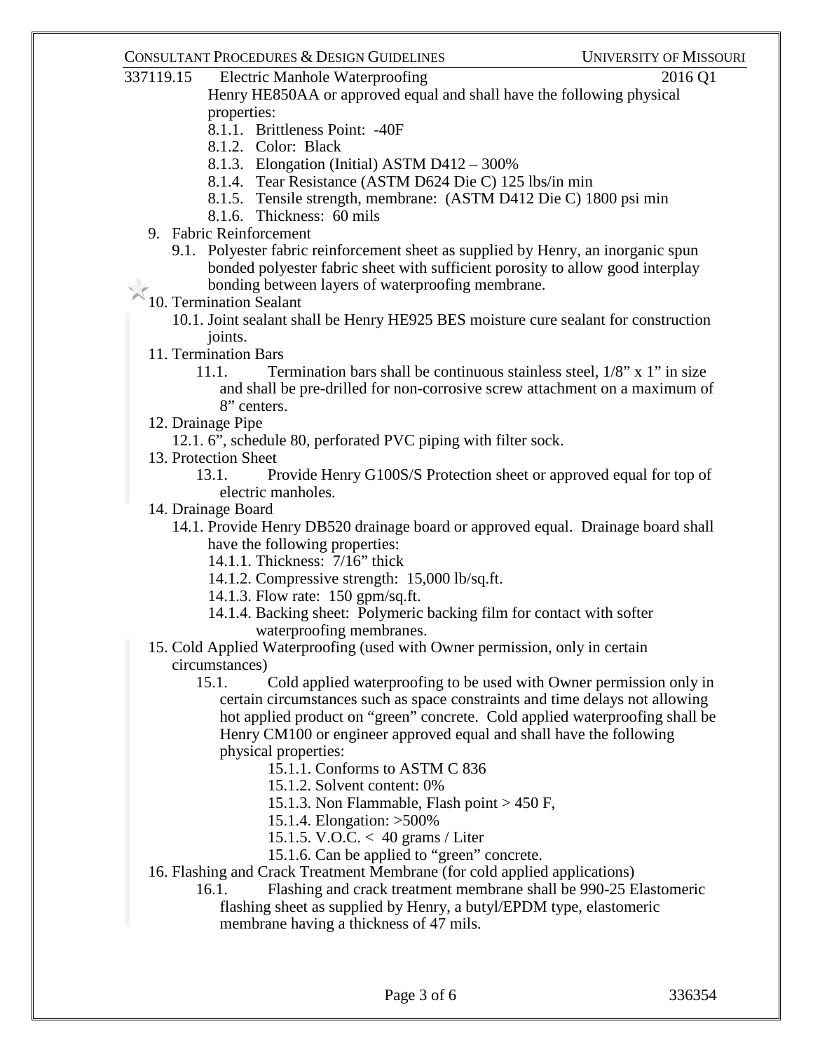Henry HE850AA or approved equal and shall have the following physical properties:

- 8.1.1. Brittleness Point: -40F
- 8.1.2. Color: Black
- 8.1.3. Elongation (Initial) ASTM D412 – 300%
- 8.1.4. Tear Resistance (ASTM D624 Die C) 125 lbs/in min
- 8.1.5. Tensile strength, membrane: (ASTM D412 Die C) 1800 psi min
- 8.1.6. Thickness: 60 mils

9. Fabric Reinforcement
   - 9.1. Polyester fabric reinforcement sheet as supplied by Henry, an inorganic spun bonded polyester fabric sheet with sufficient porosity to allow good interplay bonding between layers of waterproofing membrane.

10. Termination Sealant
    - 10.1. Joint sealant shall be Henry HE925 BES moisture cure sealant for construction joints.

11. Termination Bars
    - 11.1. Termination bars shall be continuous stainless steel, 1/8" x 1" in size and shall be pre-drilled for non-corrosive screw attachment on a maximum of 8" centers.

12. Drainage Pipe
    - 12.1. 6", schedule 80, perforated PVC piping with filter sock.

13. Protection Sheet
    - 13.1. Provide Henry G100S/S Protection sheet or approved equal for top of electric manholes.

14. Drainage Board
    - 14.1. Provide Henry DB520 drainage board or approved equal. Drainage board shall have the following properties:
      - 14.1.1. Thickness: 7/16" thick
      - 14.1.2. Compressive strength: 15,000 lb/sq.ft.
      - 14.1.3. Flow rate: 150 gpm/sq.ft.
      - 14.1.4. Backing sheet: Polymeric backing film for contact with softer waterproofing membranes.

15. Cold Applied Waterproofing (used with Owner permission, only in certain circumstances)
    - 15.1. Cold applied waterproofing to be used with Owner permission only in certain circumstances such as space constraints and time delays not allowing hot applied product on "green" concrete. Cold applied waterproofing shall be Henry CM100 or engineer approved equal and shall have the following physical properties:
      - 15.1.1. Conforms to ASTM C 836
      - 15.1.2. Solvent content: 0%
      - 15.1.3. Non Flammable, Flash point > 450 F,
      - 15.1.4. Elongation: >500%
      - 15.1.5. V.O.C. < 40 grams / Liter
      - 15.1.6. Can be applied to "green" concrete.

16. Flashing and Crack Treatment Membrane (for cold applied applications)
    - 16.1. Flashing and crack treatment membrane shall be 990-25 Elastomeric flashing sheet as supplied by Henry, a butyl/EPDM type, elastomeric membrane having a thickness of 47 mils.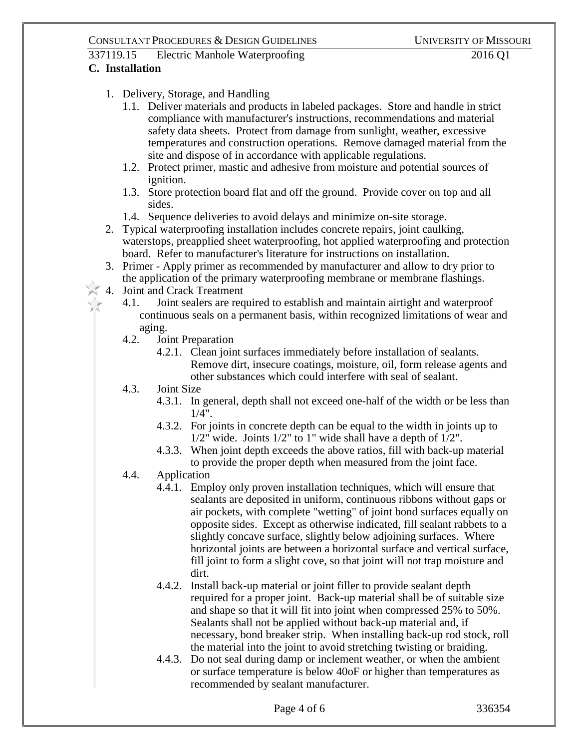## C. Installation

1. Delivery, Storage, and Handling
   - 1.1. Deliver materials and products in labeled packages. Store and handle in strict compliance with manufacturer's instructions, recommendations and material safety data sheets. Protect from damage from sunlight, weather, excessive temperatures and construction operations. Remove damaged material from the site and dispose of in accordance with applicable regulations.
   - 1.2. Protect primer, mastic and adhesive from moisture and potential sources of ignition.
   - 1.3. Store protection board flat and off the ground. Provide cover on top and all sides.
   - 1.4. Sequence deliveries to avoid delays and minimize on-site storage.
2. Typical waterproofing installation includes concrete repairs, joint caulking, waterstops, preapplied sheet waterproofing, hot applied waterproofing and protection board. Refer to manufacturer's literature for instructions on installation.
3. Primer - Apply primer as recommended by manufacturer and allow to dry prior to the application of the primary waterproofing membrane or membrane flashings.
4. Joint and Crack Treatment
   - 4.1. Joint sealers are required to establish and maintain airtight and waterproof continuous seals on a permanent basis, within recognized limitations of wear and aging.
   - 4.2. Joint Preparation
     - 4.2.1. Clean joint surfaces immediately before installation of sealants. Remove dirt, insecure coatings, moisture, oil, form release agents and other substances which could interfere with seal of sealant.
   - 4.3. Joint Size
     - 4.3.1. In general, depth shall not exceed one-half of the width or be less than 1/4".
     - 4.3.2. For joints in concrete depth can be equal to the width in joints up to 1/2" wide. Joints 1/2" to 1" wide shall have a depth of 1/2".
     - 4.3.3. When joint depth exceeds the above ratios, fill with back-up material to provide the proper depth when measured from the joint face.
   - 4.4. Application
     - 4.4.1. Employ only proven installation techniques, which will ensure that sealants are deposited in uniform, continuous ribbons without gaps or air pockets, with complete "wetting" of joint bond surfaces equally on opposite sides. Except as otherwise indicated, fill sealant rabbets to a slightly concave surface, slightly below adjoining surfaces. Where horizontal joints are between a horizontal surface and vertical surface, fill joint to form a slight cove, so that joint will not trap moisture and dirt.
     - 4.4.2. Install back-up material or joint filler to provide sealant depth required for a proper joint. Back-up material shall be of suitable size and shape so that it will fit into joint when compressed 25% to 50%. Sealants shall not be applied without back-up material and, if necessary, bond breaker strip. When installing back-up rod stock, roll the material into the joint to avoid stretching twisting or braiding.
     - 4.4.3. Do not seal during damp or inclement weather, or when the ambient or surface temperature is below 40oF or higher than temperatures as recommended by sealant manufacturer.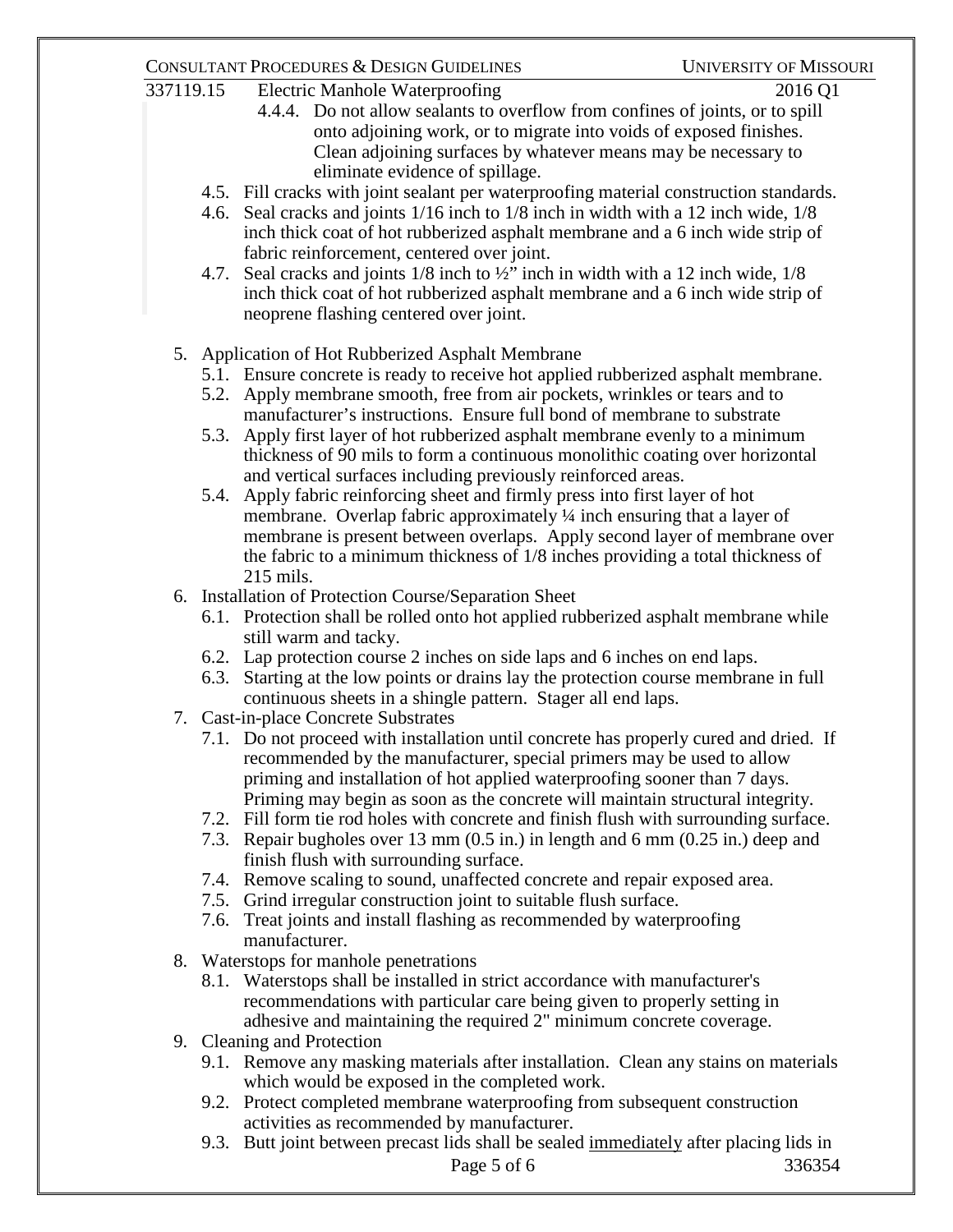4.4.4. Do not allow sealants to overflow from confines of joints, or to spill onto adjoining work, or to migrate into voids of exposed finishes. Clean adjoining surfaces by whatever means may be necessary to eliminate evidence of spillage.

4.5. Fill cracks with joint sealant per waterproofing material construction standards.

4.6. Seal cracks and joints 1/16 inch to 1/8 inch in width with a 12 inch wide, 1/8 inch thick coat of hot rubberized asphalt membrane and a 6 inch wide strip of fabric reinforcement, centered over joint.

4.7. Seal cracks and joints 1/8 inch to ½" inch in width with a 12 inch wide, 1/8 inch thick coat of hot rubberized asphalt membrane and a 6 inch wide strip of neoprene flashing centered over joint.

5. Application of Hot Rubberized Asphalt Membrane
   - 5.1. Ensure concrete is ready to receive hot applied rubberized asphalt membrane.
   - 5.2. Apply membrane smooth, free from air pockets, wrinkles or tears and to manufacturer's instructions. Ensure full bond of membrane to substrate
   - 5.3. Apply first layer of hot rubberized asphalt membrane evenly to a minimum thickness of 90 mils to form a continuous monolithic coating over horizontal and vertical surfaces including previously reinforced areas.
   - 5.4. Apply fabric reinforcing sheet and firmly press into first layer of hot membrane. Overlap fabric approximately ¼ inch ensuring that a layer of membrane is present between overlaps. Apply second layer of membrane over the fabric to a minimum thickness of 1/8 inches providing a total thickness of 215 mils.
6. Installation of Protection Course/Separation Sheet
   - 6.1. Protection shall be rolled onto hot applied rubberized asphalt membrane while still warm and tacky.
   - 6.2. Lap protection course 2 inches on side laps and 6 inches on end laps.
   - 6.3. Starting at the low points or drains lay the protection course membrane in full continuous sheets in a shingle pattern. Stager all end laps.
7. Cast-in-place Concrete Substrates
   - 7.1. Do not proceed with installation until concrete has properly cured and dried. If recommended by the manufacturer, special primers may be used to allow priming and installation of hot applied waterproofing sooner than 7 days. Priming may begin as soon as the concrete will maintain structural integrity.
   - 7.2. Fill form tie rod holes with concrete and finish flush with surrounding surface.
   - 7.3. Repair bugholes over 13 mm (0.5 in.) in length and 6 mm (0.25 in.) deep and finish flush with surrounding surface.
   - 7.4. Remove scaling to sound, unaffected concrete and repair exposed area.
   - 7.5. Grind irregular construction joint to suitable flush surface.
   - 7.6. Treat joints and install flashing as recommended by waterproofing manufacturer.
8. Waterstops for manhole penetrations
   - 8.1. Waterstops shall be installed in strict accordance with manufacturer's recommendations with particular care being given to properly setting in adhesive and maintaining the required 2" minimum concrete coverage.
9. Cleaning and Protection
   - 9.1. Remove any masking materials after installation. Clean any stains on materials which would be exposed in the completed work.
   - 9.2. Protect completed membrane waterproofing from subsequent construction activities as recommended by manufacturer.
   - 9.3. Butt joint between precast lids shall be sealed <u>immediately</u> after placing lids in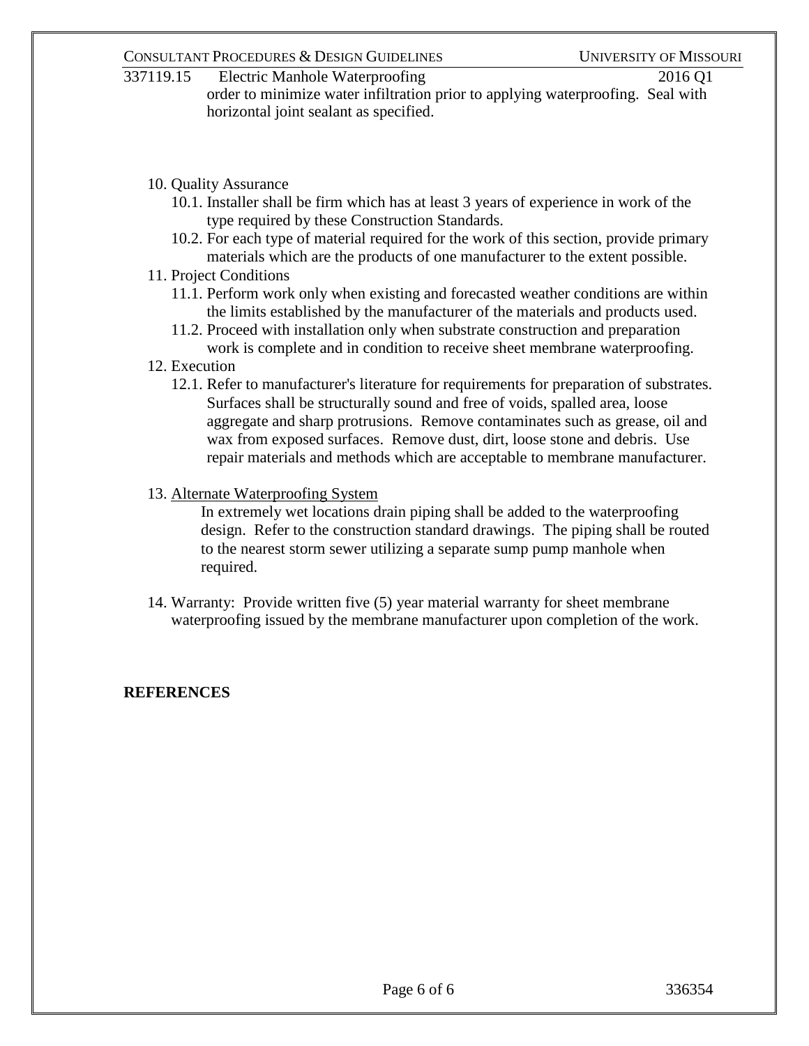order to minimize water infiltration prior to applying waterproofing. Seal with horizontal joint sealant as specified.

10. Quality Assurance
    10.1. Installer shall be firm which has at least 3 years of experience in work of the type required by these Construction Standards.
    10.2. For each type of material required for the work of this section, provide primary materials which are the products of one manufacturer to the extent possible.
11. Project Conditions
    11.1. Perform work only when existing and forecasted weather conditions are within the limits established by the manufacturer of the materials and products used.
    11.2. Proceed with installation only when substrate construction and preparation work is complete and in condition to receive sheet membrane waterproofing.
12. Execution
    12.1. Refer to manufacturer's literature for requirements for preparation of substrates. Surfaces shall be structurally sound and free of voids, spalled area, loose aggregate and sharp protrusions. Remove contaminates such as grease, oil and wax from exposed surfaces. Remove dust, dirt, loose stone and debris. Use repair materials and methods which are acceptable to membrane manufacturer.
13. <u>Alternate Waterproofing System</u>

    In extremely wet locations drain piping shall be added to the waterproofing design. Refer to the construction standard drawings. The piping shall be routed to the nearest storm sewer utilizing a separate sump pump manhole when required.

14. Warranty: Provide written five (5) year material warranty for sheet membrane waterproofing issued by the membrane manufacturer upon completion of the work.

**REFERENCES**